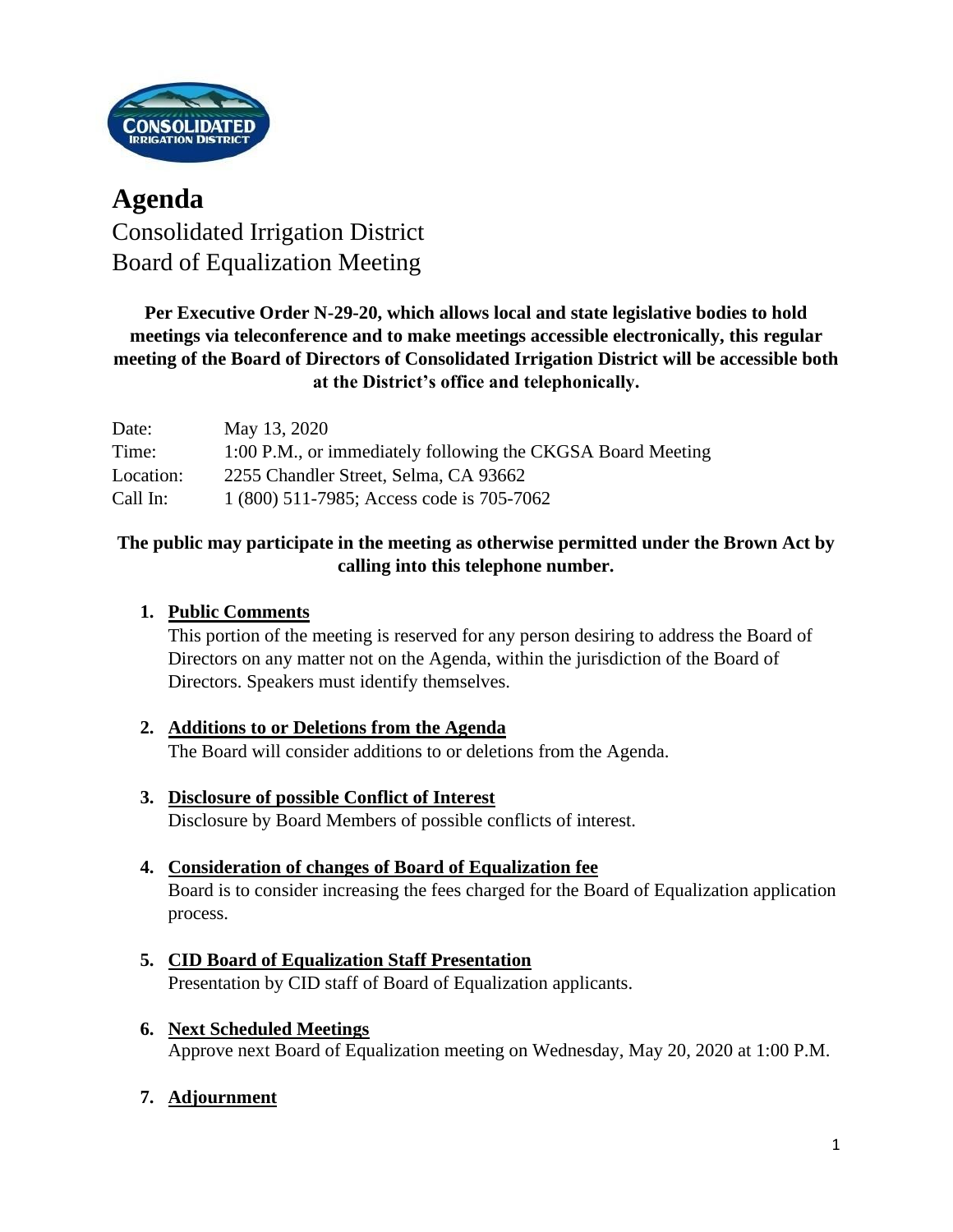# Agenda

## Consolidated Irrigation District
## Board of Equalization Meeting

**Per Executive Order N-29-20, which allows local and state legislative bodies to hold meetings via teleconference and to make meetings accessible electronically, this regular meeting of the Board of Directors of Consolidated Irrigation District will be accessible both at the District's office and telephonically.**

| | |
|---|---|
| Date: | May 13, 2020 |
| Time: | 1:00 P.M., or immediately following the CKGSA Board Meeting |
| Location: | 2255 Chandler Street, Selma, CA 93662 |
| Call In: | 1 (800) 511-7985; Access code is 705-7062 |

**The public may participate in the meeting as otherwise permitted under the Brown Act by calling into this telephone number.**

1. **Public Comments**
   This portion of the meeting is reserved for any person desiring to address the Board of Directors on any matter not on the Agenda, within the jurisdiction of the Board of Directors. Speakers must identify themselves.

2. **Additions to or Deletions from the Agenda**
   The Board will consider additions to or deletions from the Agenda.

3. **Disclosure of possible Conflict of Interest**
   Disclosure by Board Members of possible conflicts of interest.

4. **Consideration of changes of Board of Equalization fee**
   Board is to consider increasing the fees charged for the Board of Equalization application process.

5. **CID Board of Equalization Staff Presentation**
   Presentation by CID staff of Board of Equalization applicants.

6. **Next Scheduled Meetings**
   Approve next Board of Equalization meeting on Wednesday, May 20, 2020 at 1:00 P.M.

7. **Adjournment**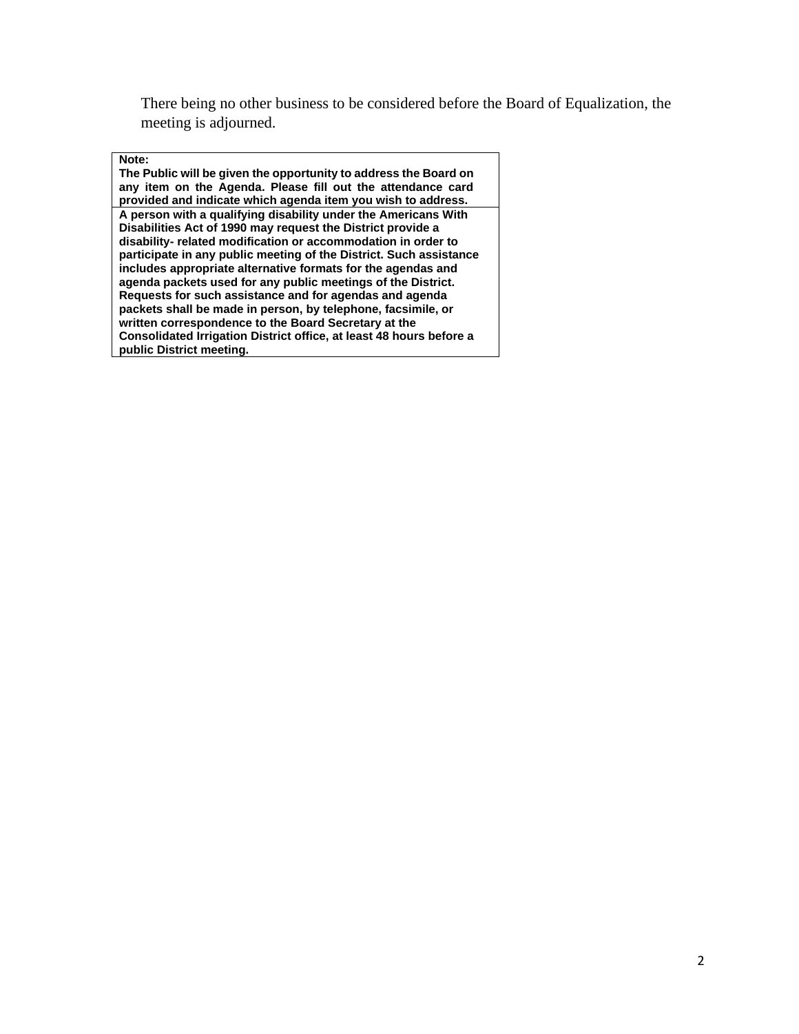There being no other business to be considered before the Board of Equalization, the meeting is adjourned.

| |
|---|
| **Note:** **The Public will be given the opportunity to address the Board on any item on the Agenda. Please fill out the attendance card provided and indicate which agenda item you wish to address.** |
| **A person with a qualifying disability under the Americans With Disabilities Act of 1990 may request the District provide a disability- related modification or accommodation in order to participate in any public meeting of the District. Such assistance includes appropriate alternative formats for the agendas and agenda packets used for any public meetings of the District. Requests for such assistance and for agendas and agenda packets shall be made in person, by telephone, facsimile, or written correspondence to the Board Secretary at the Consolidated Irrigation District office, at least 48 hours before a public District meeting.** |